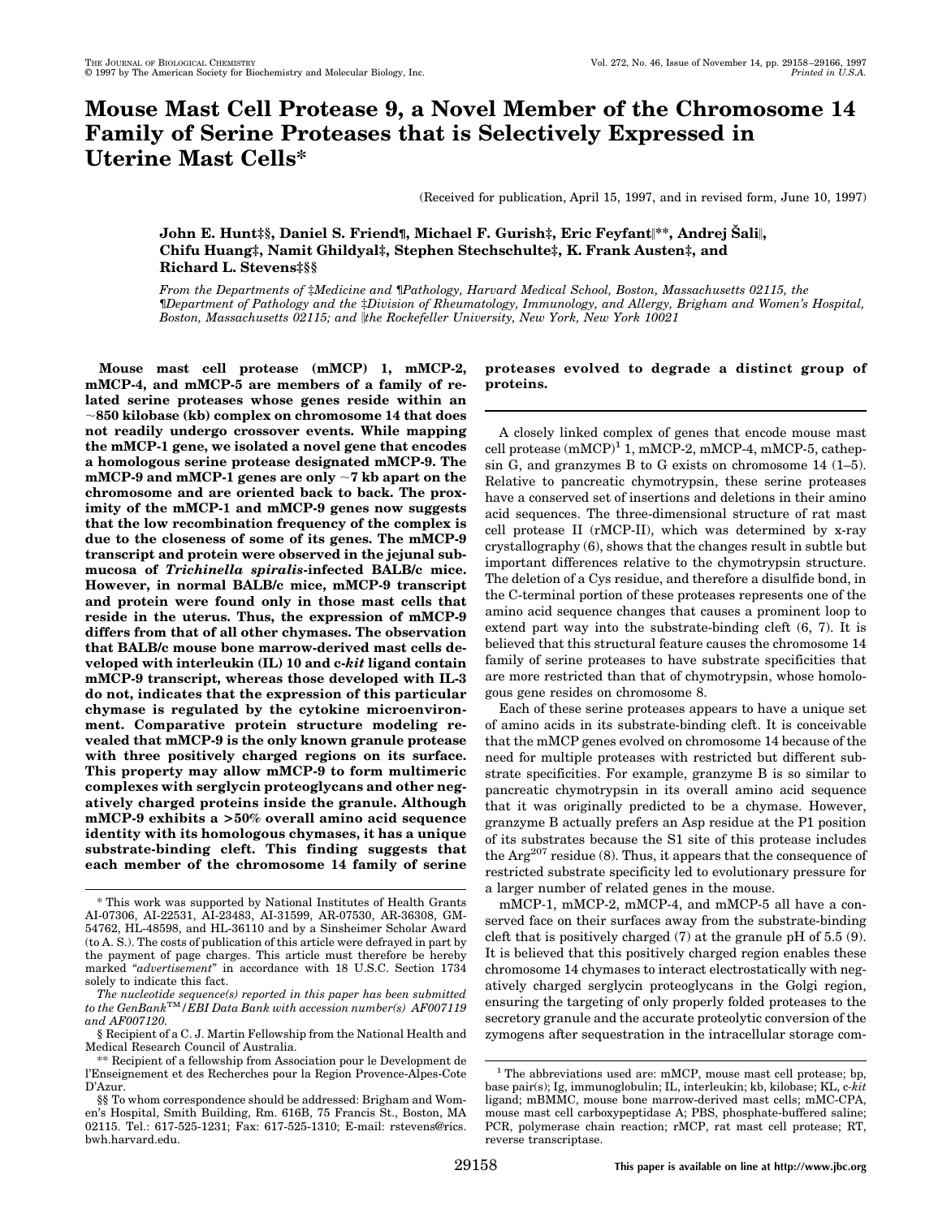# Mouse Mast Cell Protease 9, a Novel Member of the Chromosome 14 Family of Serine Proteases that is Selectively Expressed in Uterine Mast Cells*

(Received for publication, April 15, 1997, and in revised form, June 10, 1997)

**John E. Hunt‡§, Daniel S. Friend¶, Michael F. Gurish‡, Eric Feyfant‖\*\*, Andrej Šali‖, Chifu Huang‡, Namit Ghildyal‡, Stephen Stechschulte‡, K. Frank Austen‡, and Richard L. Stevens‡§§**

*From the Departments of ‡Medicine and ¶Pathology, Harvard Medical School, Boston, Massachusetts 02115, the ¶Department of Pathology and the ‡Division of Rheumatology, Immunology, and Allergy, Brigham and Women's Hospital, Boston, Massachusetts 02115; and ‖the Rockefeller University, New York, New York 10021*

**Mouse mast cell protease (mMCP) 1, mMCP-2, mMCP-4, and mMCP-5 are members of a family of related serine proteases whose genes reside within an ~850 kilobase (kb) complex on chromosome 14 that does not readily undergo crossover events. While mapping the mMCP-1 gene, we isolated a novel gene that encodes a homologous serine protease designated mMCP-9. The mMCP-9 and mMCP-1 genes are only ~7 kb apart on the chromosome and are oriented back to back. The proximity of the mMCP-1 and mMCP-9 genes now suggests that the low recombination frequency of the complex is due to the closeness of some of its genes. The mMCP-9 transcript and protein were observed in the jejunal submucosa of *Trichinella spiralis*-infected BALB/c mice. However, in normal BALB/c mice, mMCP-9 transcript and protein were found only in those mast cells that reside in the uterus. Thus, the expression of mMCP-9 differs from that of all other chymases. The observation that BALB/c mouse bone marrow-derived mast cells developed with interleukin (IL) 10 and c-*kit* ligand contain mMCP-9 transcript, whereas those developed with IL-3 do not, indicates that the expression of this particular chymase is regulated by the cytokine microenvironment. Comparative protein structure modeling revealed that mMCP-9 is the only known granule protease with three positively charged regions on its surface. This property may allow mMCP-9 to form multimeric complexes with serglycin proteoglycans and other negatively charged proteins inside the granule. Although mMCP-9 exhibits a >50% overall amino acid sequence identity with its homologous chymases, it has a unique substrate-binding cleft. This finding suggests that each member of the chromosome 14 family of serine proteases evolved to degrade a distinct group of proteins.**

A closely linked complex of genes that encode mouse mast cell protease (mMCP)[1] 1, mMCP-2, mMCP-4, mMCP-5, cathepsin G, and granzymes B to G exists on chromosome 14 (1–5). Relative to pancreatic chymotrypsin, these serine proteases have a conserved set of insertions and deletions in their amino acid sequences. The three-dimensional structure of rat mast cell protease II (rMCP-II), which was determined by x-ray crystallography (6), shows that the changes result in subtle but important differences relative to the chymotrypsin structure. The deletion of a Cys residue, and therefore a disulfide bond, in the C-terminal portion of these proteases represents one of the amino acid sequence changes that causes a prominent loop to extend part way into the substrate-binding cleft (6, 7). It is believed that this structural feature causes the chromosome 14 family of serine proteases to have substrate specificities that are more restricted than that of chymotrypsin, whose homologous gene resides on chromosome 8.

Each of these serine proteases appears to have a unique set of amino acids in its substrate-binding cleft. It is conceivable that the mMCP genes evolved on chromosome 14 because of the need for multiple proteases with restricted but different substrate specificities. For example, granzyme B is so similar to pancreatic chymotrypsin in its overall amino acid sequence that it was originally predicted to be a chymase. However, granzyme B actually prefers an Asp residue at the P1 position of its substrates because the S1 site of this protease includes the Arg[207] residue (8). Thus, it appears that the consequence of restricted substrate specificity led to evolutionary pressure for a larger number of related genes in the mouse.

mMCP-1, mMCP-2, mMCP-4, and mMCP-5 all have a conserved face on their surfaces away from the substrate-binding cleft that is positively charged (7) at the granule pH of 5.5 (9). It is believed that this positively charged region enables these chromosome 14 chymases to interact electrostatically with negatively charged serglycin proteoglycans in the Golgi region, ensuring the targeting of only properly folded proteases to the secretory granule and the accurate proteolytic conversion of the zymogens after sequestration in the intracellular storage com-

---

\* This work was supported by National Institutes of Health Grants AI-07306, AI-22531, AI-23483, AI-31599, AR-07530, AR-36308, GM-54762, HL-48598, and HL-36110 and by a Sinsheimer Scholar Award (to A. S.). The costs of publication of this article were defrayed in part by the payment of page charges. This article must therefore be hereby marked "*advertisement*" in accordance with 18 U.S.C. Section 1734 solely to indicate this fact.

*The nucleotide sequence(s) reported in this paper has been submitted to the GenBank™/EBI Data Bank with accession number(s) AF007119 and AF007120.*

§ Recipient of a C. J. Martin Fellowship from the National Health and Medical Research Council of Australia.

\*\* Recipient of a fellowship from Association pour le Development de l'Enseignement et des Recherches pour la Region Provence-Alpes-Cote D'Azur.

§§ To whom correspondence should be addressed: Brigham and Women's Hospital, Smith Building, Rm. 616B, 75 Francis St., Boston, MA 02115. Tel.: 617-525-1231; Fax: 617-525-1310; E-mail: rstevens@rics.bwh.harvard.edu.

[1] The abbreviations used are: mMCP, mouse mast cell protease; bp, base pair(s); Ig, immunoglobulin; IL, interleukin; kb, kilobase; KL, c-*kit* ligand; mBMMC, mouse bone marrow-derived mast cells; mMC-CPA, mouse mast cell carboxypeptidase A; PBS, phosphate-buffered saline; PCR, polymerase chain reaction; rMCP, rat mast cell protease; RT, reverse transcriptase.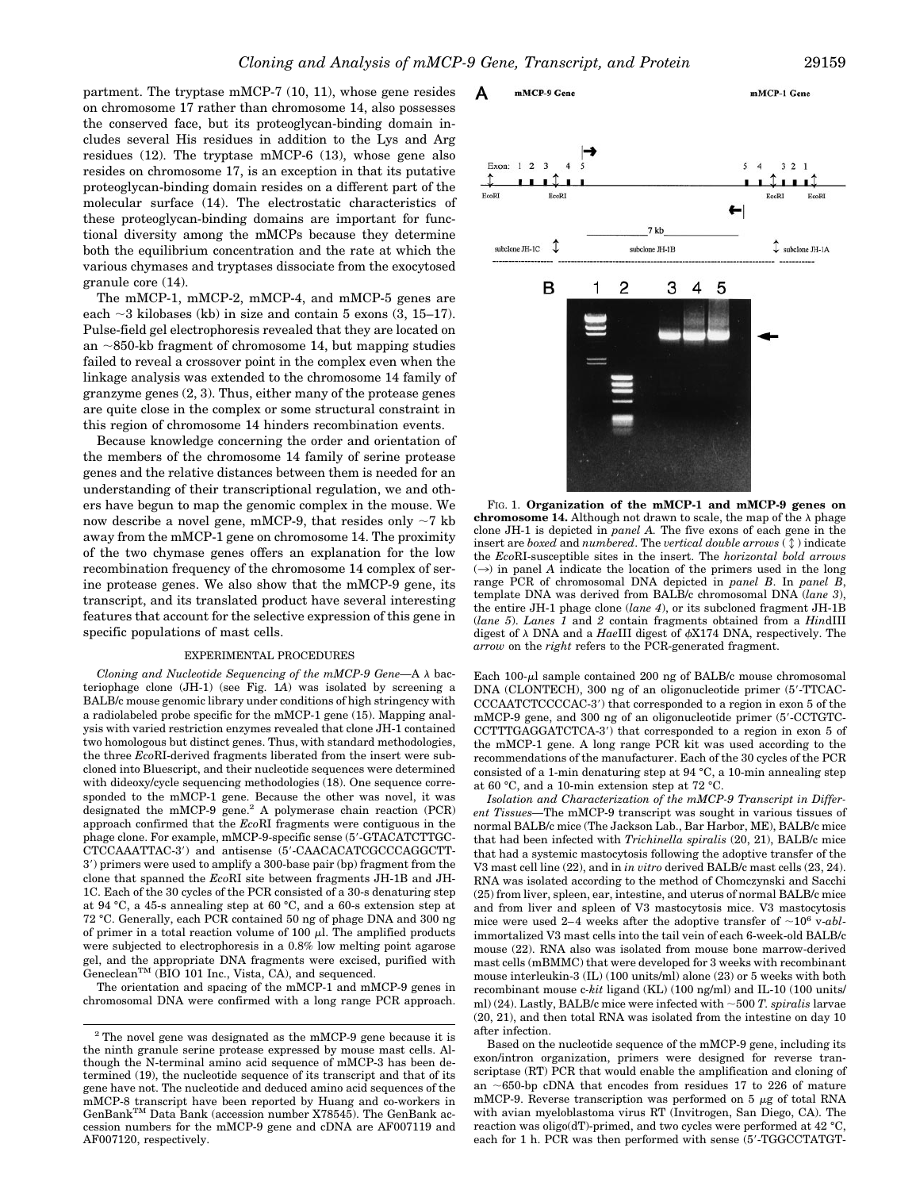partment. The tryptase mMCP-7 (10, 11), whose gene resides on chromosome 17 rather than chromosome 14, also possesses the conserved face, but its proteoglycan-binding domain includes several His residues in addition to the Lys and Arg residues (12). The tryptase mMCP-6 (13), whose gene also resides on chromosome 17, is an exception in that its putative proteoglycan-binding domain resides on a different part of the molecular surface (14). The electrostatic characteristics of these proteoglycan-binding domains are important for functional diversity among the mMCPs because they determine both the equilibrium concentration and the rate at which the various chymases and tryptases dissociate from the exocytosed granule core (14).

The mMCP-1, mMCP-2, mMCP-4, and mMCP-5 genes are each ~3 kilobases (kb) in size and contain 5 exons (3, 15–17). Pulse-field gel electrophoresis revealed that they are located on an ~850-kb fragment of chromosome 14, but mapping studies failed to reveal a crossover point in the complex even when the linkage analysis was extended to the chromosome 14 family of granzyme genes (2, 3). Thus, either many of the protease genes are quite close in the complex or some structural constraint in this region of chromosome 14 hinders recombination events.

Because knowledge concerning the order and orientation of the members of the chromosome 14 family of serine protease genes and the relative distances between them is needed for an understanding of their transcriptional regulation, we and others have begun to map the genomic complex in the mouse. We now describe a novel gene, mMCP-9, that resides only ~7 kb away from the mMCP-1 gene on chromosome 14. The proximity of the two chymase genes offers an explanation for the low recombination frequency of the chromosome 14 complex of serine protease genes. We also show that the mMCP-9 gene, its transcript, and its translated product have several interesting features that account for the selective expression of this gene in specific populations of mast cells.

FIG. 1. **Organization of the mMCP-1 and mMCP-9 genes on chromosome 14.** Although not drawn to scale, the map of the λ phage clone JH-1 is depicted in *panel A*. The five exons of each gene in the insert are *boxed* and *numbered*. The *vertical double arrows* (↕) indicate the *Eco*RI-susceptible sites in the insert. The *horizontal bold arrows* (→) in panel *A* indicate the location of the primers used in the long range PCR of chromosomal DNA depicted in *panel B*. In *panel B*, template DNA was derived from BALB/c chromosomal DNA (*lane 3*), the entire JH-1 phage clone (*lane 4*), or its subcloned fragment JH-1B (*lane 5*). *Lanes 1* and *2* contain fragments obtained from a *Hin*dIII digest of λ DNA and a *Hae*III digest of φX174 DNA, respectively. The *arrow* on the *right* refers to the PCR-generated fragment.

## EXPERIMENTAL PROCEDURES

*Cloning and Nucleotide Sequencing of the mMCP-9 Gene*—A λ bacteriophage clone (JH-1) (see Fig. 1*A*) was isolated by screening a BALB/c mouse genomic library under conditions of high stringency with a radiolabeled probe specific for the mMCP-1 gene (15). Mapping analysis with varied restriction enzymes revealed that clone JH-1 contained two homologous but distinct genes. Thus, with standard methodologies, the three *Eco*RI-derived fragments liberated from the insert were subcloned into Bluescript, and their nucleotide sequences were determined with dideoxy/cycle sequencing methodologies (18). One sequence corresponded to the mMCP-1 gene. Because the other was novel, it was designated the mMCP-9 gene.[2] A polymerase chain reaction (PCR) approach confirmed that the *Eco*RI fragments were contiguous in the phage clone. For example, mMCP-9-specific sense (5′-GTACATCTTGCCTCCAAATTAC-3′) and antisense (5′-CAACACATCGCCCAGGCTT-3′) primers were used to amplify a 300-base pair (bp) fragment from the clone that spanned the *Eco*RI site between fragments JH-1B and JH-1C. Each of the 30 cycles of the PCR consisted of a 30-s denaturing step at 94 °C, a 45-s annealing step at 60 °C, and a 60-s extension step at 72 °C. Generally, each PCR contained 50 ng of phage DNA and 300 ng of primer in a total reaction volume of 100 μl. The amplified products were subjected to electrophoresis in a 0.8% low melting point agarose gel, and the appropriate DNA fragments were excised, purified with Geneclean™ (BIO 101 Inc., Vista, CA), and sequenced.

The orientation and spacing of the mMCP-1 and mMCP-9 genes in chromosomal DNA were confirmed with a long range PCR approach. Each 100-μl sample contained 200 ng of BALB/c mouse chromosomal DNA (CLONTECH), 300 ng of an oligonucleotide primer (5′-TTCACCCCAATCTCCCCAC-3′) that corresponded to a region in exon 5 of the mMCP-9 gene, and 300 ng of an oligonucleotide primer (5′-CCTGTCCCTTTGAGGATCTCA-3′) that corresponded to a region in exon 5 of the mMCP-1 gene. A long range PCR kit was used according to the recommendations of the manufacturer. Each of the 30 cycles of the PCR consisted of a 1-min denaturing step at 94 °C, a 10-min annealing step at 60 °C, and a 10-min extension step at 72 °C.

*Isolation and Characterization of the mMCP-9 Transcript in Different Tissues*—The mMCP-9 transcript was sought in various tissues of normal BALB/c mice (The Jackson Lab., Bar Harbor, ME), BALB/c mice that had been infected with *Trichinella spiralis* (20, 21), BALB/c mice that had a systemic mastocytosis following the adoptive transfer of the V3 mast cell line (22), and in *in vitro* derived BALB/c mast cells (23, 24). RNA was isolated according to the method of Chomczynski and Sacchi (25) from liver, spleen, ear, intestine, and uterus of normal BALB/c mice and from liver and spleen of V3 mastocytosis mice. V3 mastocytosis mice were used 2–4 weeks after the adoptive transfer of ~$10^6$ v-*abl*-immortalized V3 mast cells into the tail vein of each 6-week-old BALB/c mouse (22). RNA also was isolated from mouse bone marrow-derived mast cells (mBMMC) that were developed for 3 weeks with recombinant mouse interleukin-3 (IL) (100 units/ml) alone (23) or 5 weeks with both recombinant mouse c-*kit* ligand (KL) (100 ng/ml) and IL-10 (100 units/ml) (24). Lastly, BALB/c mice were infected with ~500 *T. spiralis* larvae (20, 21), and then total RNA was isolated from the intestine on day 10 after infection.

Based on the nucleotide sequence of the mMCP-9 gene, including its exon/intron organization, primers were designed for reverse transcriptase (RT) PCR that would enable the amplification and cloning of an ~650-bp cDNA that encodes from residues 17 to 226 of mature mMCP-9. Reverse transcription was performed on 5 μg of total RNA with avian myeloblastoma virus RT (Invitrogen, San Diego, CA). The reaction was oligo(dT)-primed, and two cycles were performed at 42 °C, each for 1 h. PCR was then performed with sense (5′-TGGCCTATGT-

[2] The novel gene was designated as the mMCP-9 gene because it is the ninth granule serine protease expressed by mouse mast cells. Although the N-terminal amino acid sequence of mMCP-3 has been determined (19), the nucleotide sequence of its transcript and that of its gene have not. The nucleotide and deduced amino acid sequences of the mMCP-8 transcript have been reported by Huang and co-workers in GenBank™ Data Bank (accession number X78545). The GenBank accession numbers for the mMCP-9 gene and cDNA are AF007119 and AF007120, respectively.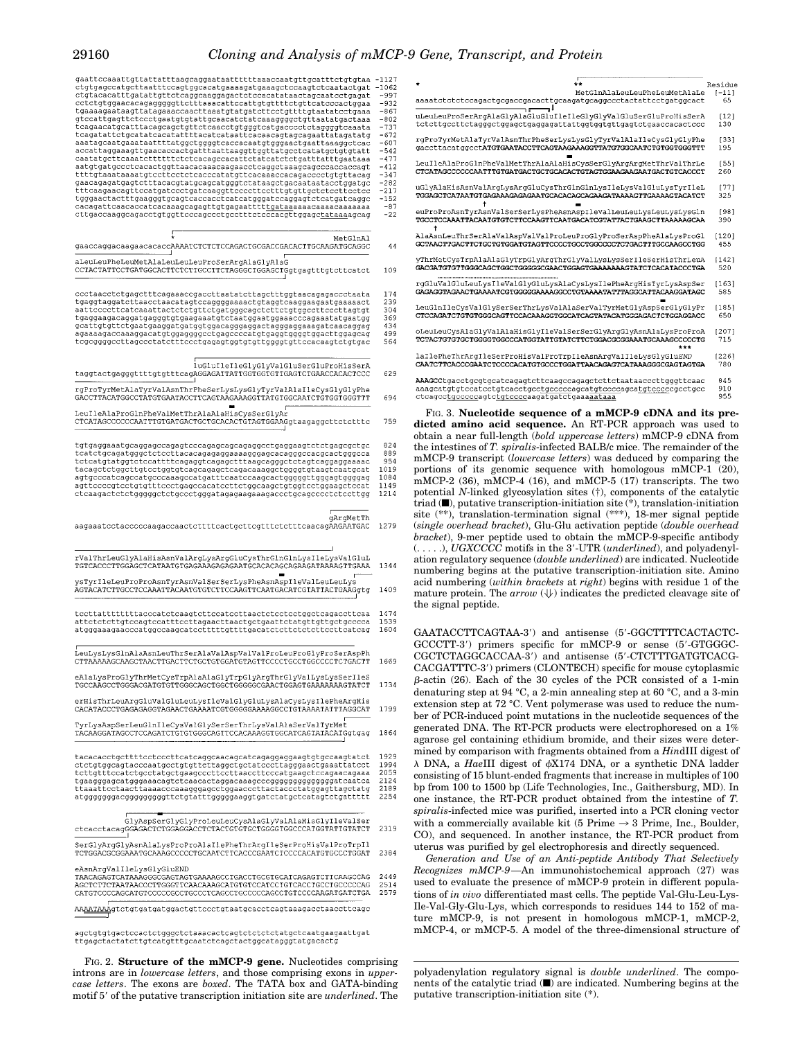```
gaattccaaattgttattatttaagcaggaataatttttttaaaccaatgttgcatttctgtgtaa -1127
ctgtgagccatgcttaatttccagtggcacatgaaaagatgaaagctccaagtctcaatactgat -1062
ctgtacacatttgatattgttctcaggcaaggagactctccacatataactagcaatcctgagat -997
cctctgtggaacacagaggggttctttaaacattccattgtgttttctgttctcccactggaa -932
tgaaaagaataagttatagaaaccaacttaaatgtatgatcttcctgttttgtaatatcctgaaa -867
gtccattgagttctccctgaatgtgtattgcaacatctatcaaaggggctgttaatatgactaaa -802
tcagaacatgcatttacagcagctgttctcaacctgtgggtcatgaccccctcaggggtcaaata -737
tcagatattctgcatatcacatatttacatcataattacaacagtagcagaatttattagtatg -672
aaatagcaatgaaataattttatggctggggtcaccacaatgtggaactgaattaaaggctcac -607
accattaggaaagttgaacaccactgatttaattaaggttggttatgcctcatatgctgtgtatt -542
caatatgcttcaaatcttttttttctctcacagccacattctatcatctctgatttatttgaataaa -477
aatgtgatgccctcacatggttaacacaaacaagaccctcaggctaaagcagccccaccaccagt -412
ttttgtaaataaaatgtccttcctctcacccatatgttcacaaaccacagacccctgtgttacag -347
gaacagagatgagtctttacacgtatgcagcatgggtctataagctgacaataatacctggatgc -282
tttcaagaacagttccatgatccctgatcaaggttcccctttctttgtgttgctctccttcctcc -217
tgggaactactttgaagggtgcagtcaccacctcatcatgggatccaggagtctcatgatcaggc -152
cacagattcaacaccatcacaaagcagagttgtgagaatttttgataaaaaaacaaaacaaaaaaa -87
cttgaccaaggcagacctgtggttcccagccctgcctttctccccacgttggagctataaaagcag -22

                      *                                      MetGlnAl
gaaccaggacaagaacacaccAAAATCTCTCTCCAGACTGCGACCGACACTTGCAAGATGCAGGC    44

aLeuLeuPheLeuMetAlaLeuLeuLeuProSerArgAlaGlyAlaG
CCTACTATTCCTGATGGCACTTCTCTTGCTTCTAGGGCTGGAGCTGgtgagtttgtcttcatct    109

ccctaacctctgagctttcagaaaccgaccttaatatcttagcttggtaacagagaccctaata    174
tgaggtaggatcttaacctaacatagtccaggggaaaactgtaggtcaaggaagaatgaaaaact   239
aattcccctttcatcaaattactctctgttctgatggcagctcttctgtggcctttcccttagtgt  304
tgagaagacaggatgagggtgtgaagaatgtctaatggaatggaaacccagaaatatgaatgg     369
gcattgtgtctgaatgaaggatgatggtggacagggaggactagggaggaaagatcaacaggag    434
agaaaagaccaaaggacatgtggaggggcctgagccccatgtgaggtggggtggacttggagcag   499
tcgcggggcctcagccctatctttccctgagagtggtgtgttggggtgttccacaagtctgtgac   564

                      luGluIleIleGlyGlyValGluSerGluProHisSerA
taggtactgagggttttgtgtttcagAGGAGATTATTGGTGGTGTTGAGTCTGAACCACACTCCC   629

rgProTyrMetAlaTyrValAsnThrPheSerLysLysGlyTyrValAlaIleCysGlyGlyPhe
GACCTTACATGGCCTATGTGAATACCTTCAGTAAGAAAGGTTATGTGGCAATCTGTGGTGGGTTT   694

LeuIleAlaProGlnPheValMetThrAlaAlaHisCysSerGlyAr
CTCATAGCCCCCCAATTTGTGATGACTGCTGCACACTGTAGTGGAAGgtaagaggcttcctcttc  759

tgtgaggaaatgcaggagccagagtcccagagcagcagaggcctgaggaagtctctgagcgctgc   824
tcatctgcagatgggctctccttacacagagaggaaaagggacacaggccacgcactgggcca     889
tctcatgtatggtctccattttcagaggtcagagctttaagcagggctctagtcaggaggaaaac   954
tacagctctggcttgtcctggtgtcagcagagctcagacaaaggctggggtgtaagtcaatgcat   1019
agtgcccatcagccatgcccaaagcccatgatttcaatccaagcactgggggttgggagtggggag  1084
agttccccgtcctgtgtttccctgagccacatcctctggcaagctgtggtcctggaagctccat    1149
ctcaagactctctgggggctctgccctgggatagagaagaaaccctgcagcccctctccttgg     1214

                                                        gArgMetTh
aagaaatcctacccccaagaccaactcttttcactgcttcgtttctctcttcaacagAAGAATGAC  1279

rValThrLeuGlyAlaHisAsnValArgLysArgGluCysThrGlnGlnLysIleLysValGluL
TGTCACCCTTGGAGCTCATAATGTGAGAAAGAGAGAATGCACACAGCAGAAGATAAAAGTTGAAA   1344

ysTyrIleLeuProProAsnTyrAsnValSerSerLysPheAsnAspIleValLeuLeuLys
AGTACATCATCTTGCCTCCAAATTACAATGTGTCTTCCAAGTTCAATGACATCGTATTACTGAAGgtg 1409

tccttattttttttacccatctcaagtcttccatccttaactctcctcctggctcagaccttcaa   1474
attctctcttgtccagtccattttccttagaacttaactgctgaattctatttgttgctgtccca   1539
atgggaaagaacccatggccaagcatcctttttgttttgacatctcttctcttctccttcatcag   1604

LeuLysLysGlnAlaAsnLeuThrSerAlaValAspValValProLeuProGlyProSerAspPh
CTTAAAAAGCAAGCTAACTTGACTTCTGCTGTGGATGTAGTTCCCCTGCCTGGCCCCTCTGACTT   1669

eAlaLysProGlyThrMetCysTrpAlaAlaGlyTrpGlyArgThrGlyValLysLysSerIleS
TGCCAAGCCTGGCACGATGTGTTGGGCAGCTGGCTGGGGGCGAACTGGAGTGAAAAAAAGTATCT   1734

erHisThrLeuArgGluValGluLeuLysIleValGlyGluLysAlaCysLysIlePheArgHis
CACATACCCTGAGAGAGGTAGAACTGAAAATCGTGGGGGAAAAGGCCTGTAAAATATTTAGGCAT   1799

TyrLysAspSerLeuGlnIleCysValGlySerSerThrLysValAlaSerValTyrMet
TACAAGGATAGCCTCCAGATCTGTGTGGGCAGTTCCACAAAGGTGGCATCAGTATACATGgtgag   1864

tacacacctgcttttcctcccttcatcaggcaacagcatcagaggaggaagtgtgccaagtatct   1929
ctctgtggcagtacccaatgcctgtgtctctaggctgctatccctagggaactgaaattatccc    1994
tcttgtttccatctgcctatgctgaagcccttccttaaccttcccatgaagctccagaacagaaa   2059
tgaaggggagcatgggaaacagtctcaacactaggacaaagcccggggggggggggggatcaatca  2124
ttaaattcctaacttaaaacccaaagggagcctggaaccctactaccctatggagttagctatg    2189
atggggggggacggggggggggttctgtatttgggggaaggtgatcctatgctcatagtctgattttt 2254

          GlyAspSerGlyGlyProLeuLeuCysAlaGlyValAlaHisGlyIleValSer
ctcacctacagGGAGACTCTGGAGGACCTCTACTGTGTGCTGGGGTGGCCCATGGTATTGTATCT  2319

SerGlyArgGlyAsnAlaLysProProAlaIlePheThrArgIleSerProHisValProTrpIl
TCTGGACGCGGAAATGCAAAGCCCCCTGCAATCTTCACCCGAATCTCCCCACATGTGCCCTGGAT  2384

eAsnArgValIleLysGlyGluEND
TAACAGAGTCATAAAGGGCGAGTAGTGAAAAGCCTGACCTGCGTGCATCAGAGTCTTCAAGCCAG  2449
AGCTCTTCTAATAACCCTTGGGTTCAACAAAGCATGTGTCCATCCTGTCACCTGCCTGCCCCCAG  2514
CATGTCCCCAGCATGTCCCCCGCCTGCCCCTCAGCCTGCCCCCAGCCTGTCCCCCAAGATGATCTGA 2579

AAAATAAAgtctgtgatgatggactgttccctgtaatgcacctcagtaaagacctaaccttcagc

agctgtgtgactccactctgggctctaaacactcagtctctctctatgctcaatgaagaattgat
ttgagctactatcttgtcatgtttgcaatctcagctactggcatagggtatgacactg
```

FIG. 2. **Structure of the mMCP-9 gene.** Nucleotides comprising introns are in *lowercase letters*, and those comprising exons in *uppercase letters*. The exons are *boxed*. The TATA box and GATA-binding motif 5′ of the putative transcription initiation site are *underlined*. The polyadenylation regulatory signal is *double underlined*. The components of the catalytic triad (■) are indicated. Numbering begins at the putative transcription-initiation site (*).

```
*                   **                                            Residue
                    MetGlnAlaLeuLeuPheLeuMetAlaLe                  [-11]
aaaatctctctccagactgcgaccgacacttgcaagatgcaggccctactattcctgatggcact   65

uLeuLeuProSerArgAlaGlyAlaGluGluIleIleGlyGlyValGluSerGluProHisSerA  [12]
tctcttgcttctagggctggagctgaggagattattggtggtgttgagtctgaaccacactccc   130

rgProTyrMetAlaTyrValAsnThrPheSerLysLysGlyTyrValAlaIleCysGlyGlyPhe  [33]
gaccttacatggccATGTGAATACCTTCAGTAAGAAAGGTTATGTGGCAATCTGTGGTGGGTTT   195

LeuIleAlaProGlnPheValMetThrAlaAlaHisCysSerGlyArgArgMetThrValThrLe  [55]
CTCATAGCCCCCCAATTTGTGATGACTGCTGCACACTGTAGTGGAAGAAGAATGACTGTCACCCT  260

uGlyAlaHisAsnValArgLysArgGluCysThrGlnGlnLysIleLysValGluLysTyrIleL  [77]
TGGAGCTCATAATGTGAGAAAGAGAGAATGCACACAGCAGAAGATAAAAGTTGAAAAGTACATCT  325

euProProAsnTyrAsnValSerSerLysPheAsnAspIleValLeuLeuLysLeuLysLysGln  [98]
TGCCTCCAAATTACAATGTGTCTTCCAAGTTCAATGACATCGTATTACTGAAGCTTAAAAAGCAA  390

AlaAsnLeuThrSerAlaValAspValValProLeuProGlyProSerAspPheAlaLysProGl  [120]
GCTAACTTGACTTCTGCTGTGGATGTAGTTCCCCTGCCTGGCCCCTCTGACTTTGCCAAGCCTGG  455

yThrMetCysTrpAlaAlaGlyTrpGlyArgThrGlyValLysLysSerIleSerHisThrLeuA  [142]
GACGATGTGTTGGGCAGCTGGCTGGGGGCGAACTGGAGTGAAAAAAAGTATCTCACATACCCTGA  520

rgGluValGluLeuLysIleValGlyGluLysAlaCysLysIlePheArgHisTyrLysAspSer  [163]
GAGAGGTAGAACTGAAAATCGTGGGGGAAAAGGCCTGTAAAATATTTAGGCATTACAAGGATAGC  585

LeuGlnIleCysValGlySerSerThrLysValAlaSerValTyrMetGlyAspSerGlyGlyPr  [185]
CTCCAGATCTGTGTGGGCAGTTCCACAAAGGTGGCATCAGTATACATGGGAGACTCTGGAGGACC  650

oLeuLeuCysAlaGlyValAlaHisGlyIleValSerSerGlyArgGlyAsnAlaLysProProA  [207]
TCTACTGTGTGCTGGGGTGGCCCATGGTATTGTATCTTCTGGACGCGGAAATGCAAAGCCCCCTG  715

laIlePheThrArgIleSerProHisValProTrpIleAsnArgValIleLysGlyGluEND     [226]
CAATCTTCACCCGAATCTCCCCACATGTGCCCTGGATTAACAGAGTCATAAAGGGCGAGTAGTGA  780

AAAGCCtgacctgcgtgcatcagagtcttcaagccagagctcttctaataaccctttgggttcaac  845
aaagcatgtgtccatcctgtcacctgcctgcccccagcatgtccccagcatgtcccccgcctgcc   910
ctcagcctgcccccagcctgtcccccaagatgatctgaaaataaa                        955
```

FIG. 3. **Nucleotide sequence of a mMCP-9 cDNA and its predicted amino acid sequence.** An RT-PCR approach was used to obtain a near full-length (*bold uppercase letters*) mMCP-9 cDNA from the intestines of *T. spiralis*-infected BALB/c mice. The remainder of the mMCP-9 transcript (*lowercase letters*) was deduced by comparing the portions of its genomic sequence with homologous mMCP-1 (20), mMCP-2 (36), mMCP-4 (16), and mMCP-5 (17) transcripts. The two potential *N*-linked glycosylation sites (†), components of the catalytic triad (■), putative transcription-initiation site (*), translation-initiation site (**), translation-termination signal (***), 18-mer signal peptide (*single overhead bracket*), Glu-Glu activation peptide (*double overhead bracket*), 9-mer peptide used to obtain the mMCP-9-specific antibody (. . . . .), *UGXCCCC* motifs in the 3′-UTR (*underlined*), and polyadenylation regulatory sequence (*double underlined*) are indicated. Nucleotide numbering begins at the putative transcription-initiation site. Amino acid numbering (*within brackets* at *right*) begins with residue 1 of the mature protein. The *arrow* (⇓) indicates the predicted cleavage site of the signal peptide.

GAATACCTTCAGTAA-3′) and antisense (5′-GGCTTTTCACTACTC-GCCCTT-3′) primers specific for mMCP-9 or sense (5′-GTGGGC-CGCTCTAGGCACCAA-3′) and antisense (5′-CTCTTTGATGTCACG-CACGATTTC-3′) primers (CLONTECH) specific for mouse cytoplasmic β-actin (26). Each of the 30 cycles of the PCR consisted of a 1-min denaturing step at 94 °C, a 2-min annealing step at 60 °C, and a 3-min extension step at 72 °C. Vent polymerase was used to reduce the number of PCR-induced point mutations in the nucleotide sequences of the generated DNA. The RT-PCR products were electrophoresed on a 1% agarose gel containing ethidium bromide, and their sizes were determined by comparison with fragments obtained from a *Hin*dIII digest of λ DNA, a *Hae*III digest of φX174 DNA, or a synthetic DNA ladder consisting of 15 blunt-ended fragments that increase in multiples of 100 bp from 100 to 1500 bp (Life Technologies, Inc., Gaithersburg, MD). In one instance, the RT-PCR product obtained from the intestine of *T. spiralis*-infected mice was purified, inserted into a PCR cloning vector with a commercially available kit (5 Prime → 3 Prime, Inc., Boulder, CO), and sequenced. In another instance, the RT-PCR product from uterus was purified by gel electrophoresis and directly sequenced.

*Generation and Use of an Anti-peptide Antibody That Selectively Recognizes mMCP-9*—An immunohistochemical approach (27) was used to evaluate the presence of mMCP-9 protein in different populations of *in vivo* differentiated mast cells. The peptide Val-Glu-Leu-Lys-Ile-Val-Gly-Glu-Lys, which corresponds to residues 144 to 152 of mature mMCP-9, is not present in homologous mMCP-1, mMCP-2, mMCP-4, or mMCP-5. A model of the three-dimensional structure of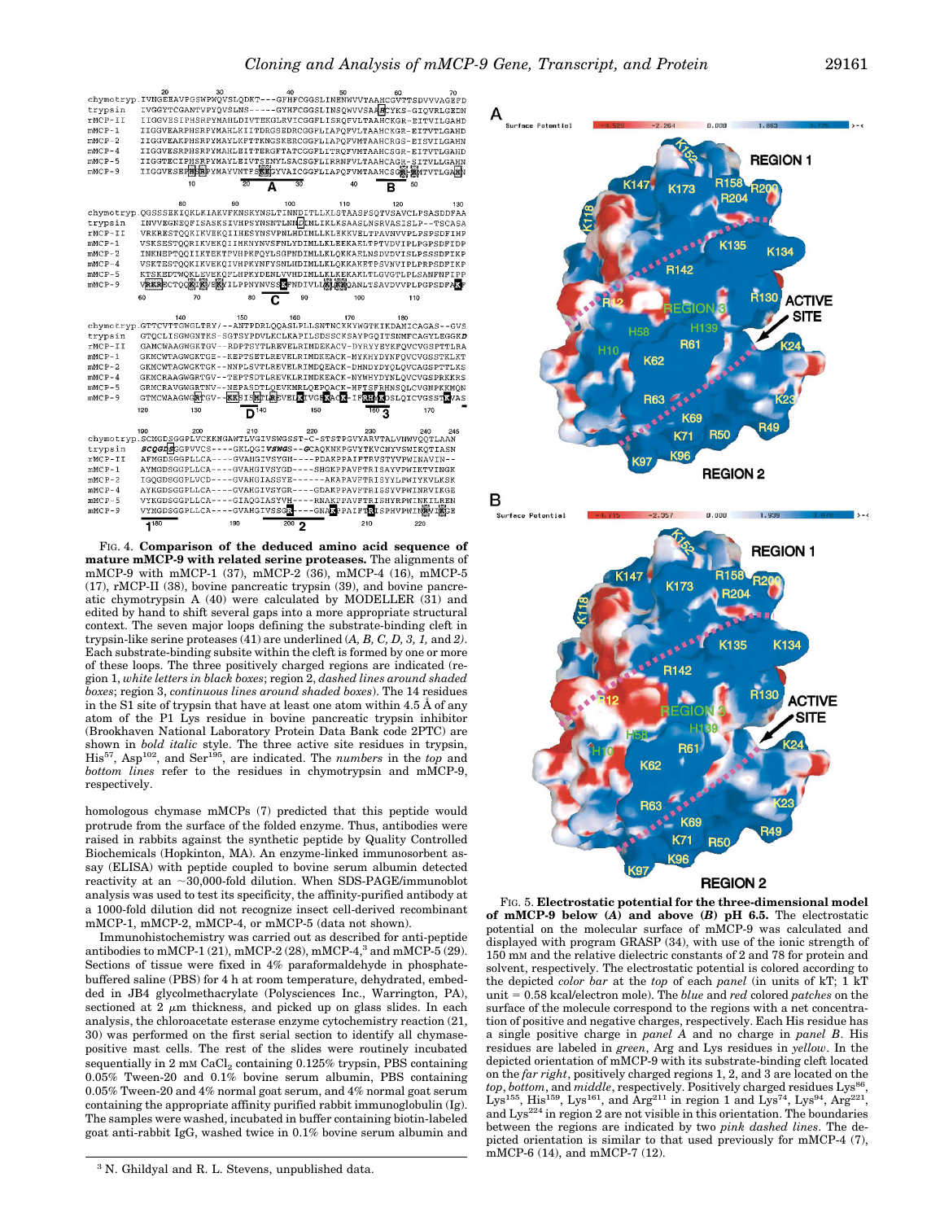FIG. 4. **Comparison of the deduced amino acid sequence of mature mMCP-9 with related serine proteases.** The alignments of mMCP-9 with mMCP-1 (37), mMCP-2 (36), mMCP-4 (16), mMCP-5 (17), rMCP-II (38), bovine pancreatic trypsin (39), and bovine pancreatic chymotrypsin A (40) were calculated by MODELLER (31) and edited by hand to shift several gaps into a more appropriate structural context. The seven major loops defining the substrate-binding cleft in trypsin-like serine proteases (41) are underlined (*A, B, C, D, 3, 1,* and *2*). Each substrate-binding subsite within the cleft is formed by one or more of these loops. The three positively charged regions are indicated (region 1, *white letters in black boxes*; region 2, *dashed lines around shaded boxes*; region 3, *continuous lines around shaded boxes*). The 14 residues in the S1 site of trypsin that have at least one atom within 4.5 Å of any atom of the P1 Lys residue in bovine pancreatic trypsin inhibitor (Brookhaven National Laboratory Protein Data Bank code 2PTC) are shown in ***bold italic*** style. The three active site residues in trypsin, His[57], Asp[102], and Ser[195], are indicated. The *numbers* in the *top* and *bottom lines* refer to the residues in chymotrypsin and mMCP-9, respectively.

homologous chymase mMCPs (7) predicted that this peptide would protrude from the surface of the folded enzyme. Thus, antibodies were raised in rabbits against the synthetic peptide by Quality Controlled Biochemicals (Hopkinton, MA). An enzyme-linked immunosorbent assay (ELISA) with peptide coupled to bovine serum albumin detected reactivity at an ~30,000-fold dilution. When SDS-PAGE/immunoblot analysis was used to test its specificity, the affinity-purified antibody at a 1000-fold dilution did not recognize insect cell-derived recombinant mMCP-1, mMCP-2, mMCP-4, or mMCP-5 (data not shown).

Immunohistochemistry was carried out as described for anti-peptide antibodies to mMCP-1 (21), mMCP-2 (28), mMCP-4,[3] and mMCP-5 (29). Sections of tissue were fixed in 4% paraformaldehyde in phosphate-buffered saline (PBS) for 4 h at room temperature, dehydrated, embedded in JB4 glycolmethacrylate (Polysciences Inc., Warrington, PA), sectioned at 2 μm thickness, and picked up on glass slides. In each analysis, the chloroacetate esterase enzyme cytochemistry reaction (21, 30) was performed on the first serial section to identify all chymase-positive mast cells. The rest of the slides were routinely incubated sequentially in 2 mM $CaCl_2$ containing 0.125% trypsin, PBS containing 0.05% Tween-20 and 0.1% bovine serum albumin, PBS containing 0.05% Tween-20 and 4% normal goat serum, and 4% normal goat serum containing the appropriate affinity purified rabbit immunoglobulin (Ig). The samples were washed, incubated in buffer containing biotin-labeled goat anti-rabbit IgG, washed twice in 0.1% bovine serum albumin and

[3] N. Ghildyal and R. L. Stevens, unpublished data.

FIG. 5. **Electrostatic potential for the three-dimensional model of mMCP-9 below (*A*) and above (*B*) pH 6.5.** The electrostatic potential on the molecular surface of mMCP-9 was calculated and displayed with program GRASP (34), with use of the ionic strength of 150 mM and the relative dielectric constants of 2 and 78 for protein and solvent, respectively. The electrostatic potential is colored according to the depicted *color bar* at the *top* of each *panel* (in units of kT; 1 kT unit = 0.58 kcal/electron mole). The *blue* and *red* colored *patches* on the surface of the molecule correspond to the regions with a net concentration of positive and negative charges, respectively. Each His residue has a single positive charge in *panel A* and no charge in *panel B*. His residues are labeled in *green*, Arg and Lys residues in *yellow*. In the depicted orientation of mMCP-9 with its substrate-binding cleft located on the *far right*, positively charged regions 1, 2, and 3 are located on the *top*, *bottom*, and *middle*, respectively. Positively charged residues Lys[86], Lys[155], His[159], Lys[161], and Arg[211] in region 1 and Lys[74], Lys[94], Arg[221], and Lys[224] in region 2 are not visible in this orientation. The boundaries between the regions are indicated by two *pink dashed lines*. The depicted orientation is similar to that used previously for mMCP-4 (7), mMCP-6 (14), and mMCP-7 (12).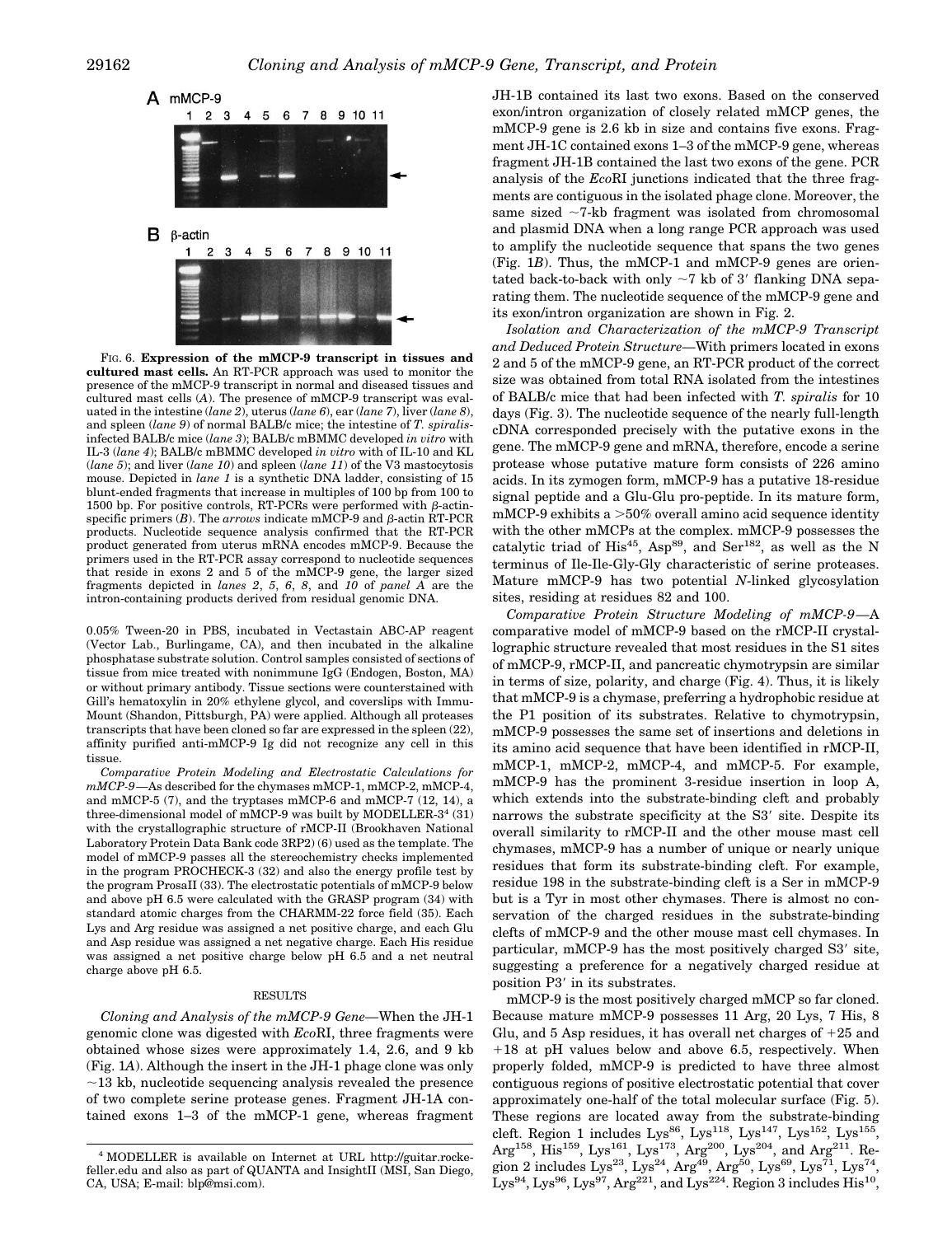A mMCP-9

B β-actin

FIG. 6. **Expression of the mMCP-9 transcript in tissues and cultured mast cells.** An RT-PCR approach was used to monitor the presence of the mMCP-9 transcript in normal and diseased tissues and cultured mast cells (*A*). The presence of mMCP-9 transcript was evaluated in the intestine (*lane 2*), uterus (*lane 6*), ear (*lane 7*), liver (*lane 8*), and spleen (*lane 9*) of normal BALB/c mice; the intestine of *T. spiralis*-infected BALB/c mice (*lane 3*); BALB/c mBMMC developed *in vitro* with IL-3 (*lane 4*); BALB/c mBMMC developed *in vitro* with of IL-10 and KL (*lane 5*); and liver (*lane 10*) and spleen (*lane 11*) of the V3 mastocytosis mouse. Depicted in *lane 1* is a synthetic DNA ladder, consisting of 15 blunt-ended fragments that increase in multiples of 100 bp from 100 to 1500 bp. For positive controls, RT-PCRs were performed with β-actin-specific primers (*B*). The *arrows* indicate mMCP-9 and β-actin RT-PCR products. Nucleotide sequence analysis confirmed that the RT-PCR product generated from uterus mRNA encodes mMCP-9. Because the primers used in the RT-PCR assay correspond to nucleotide sequences that reside in exons 2 and 5 of the mMCP-9 gene, the larger sized fragments depicted in *lanes 2*, *5*, *6*, *8*, and *10* of *panel A* are the intron-containing products derived from residual genomic DNA.

0.05% Tween-20 in PBS, incubated in Vectastain ABC-AP reagent (Vector Lab., Burlingame, CA), and then incubated in the alkaline phosphatase substrate solution. Control samples consisted of sections of tissue from mice treated with nonimmune IgG (Endogen, Boston, MA) or without primary antibody. Tissue sections were counterstained with Gill's hematoxylin in 20% ethylene glycol, and coverslips with Immu-Mount (Shandon, Pittsburgh, PA) were applied. Although all proteases transcripts that have been cloned so far are expressed in the spleen (22), affinity purified anti-mMCP-9 Ig did not recognize any cell in this tissue.

*Comparative Protein Modeling and Electrostatic Calculations for mMCP-9*—As described for the chymases mMCP-1, mMCP-2, mMCP-4, and mMCP-5 (7), and the tryptases mMCP-6 and mMCP-7 (12, 14), a three-dimensional model of mMCP-9 was built by MODELLER-3[4] (31) with the crystallographic structure of rMCP-II (Brookhaven National Laboratory Protein Data Bank code 3RP2) (6) used as the template. The model of mMCP-9 passes all the stereochemistry checks implemented in the program PROCHECK-3 (32) and also the energy profile test by the program ProsaII (33). The electrostatic potentials of mMCP-9 below and above pH 6.5 were calculated with the GRASP program (34) with standard atomic charges from the CHARMM-22 force field (35). Each Lys and Arg residue was assigned a net positive charge, and each Glu and Asp residue was assigned a net negative charge. Each His residue was assigned a net positive charge below pH 6.5 and a net neutral charge above pH 6.5.

## RESULTS

*Cloning and Analysis of the mMCP-9 Gene*—When the JH-1 genomic clone was digested with *Eco*RI, three fragments were obtained whose sizes were approximately 1.4, 2.6, and 9 kb (Fig. 1*A*). Although the insert in the JH-1 phage clone was only ~13 kb, nucleotide sequencing analysis revealed the presence of two complete serine protease genes. Fragment JH-1A contained exons 1–3 of the mMCP-1 gene, whereas fragment JH-1B contained its last two exons. Based on the conserved exon/intron organization of closely related mMCP genes, the mMCP-9 gene is 2.6 kb in size and contains five exons. Fragment JH-1C contained exons 1–3 of the mMCP-9 gene, whereas fragment JH-1B contained the last two exons of the gene. PCR analysis of the *Eco*RI junctions indicated that the three fragments are contiguous in the isolated phage clone. Moreover, the same sized ~7-kb fragment was isolated from chromosomal and plasmid DNA when a long range PCR approach was used to amplify the nucleotide sequence that spans the two genes (Fig. 1*B*). Thus, the mMCP-1 and mMCP-9 genes are orientated back-to-back with only ~7 kb of 3′ flanking DNA separating them. The nucleotide sequence of the mMCP-9 gene and its exon/intron organization are shown in Fig. 2.

*Isolation and Characterization of the mMCP-9 Transcript and Deduced Protein Structure*—With primers located in exons 2 and 5 of the mMCP-9 gene, an RT-PCR product of the correct size was obtained from total RNA isolated from the intestines of BALB/c mice that had been infected with *T. spiralis* for 10 days (Fig. 3). The nucleotide sequence of the nearly full-length cDNA corresponded precisely with the putative exons in the gene. The mMCP-9 gene and mRNA, therefore, encode a serine protease whose putative mature form consists of 226 amino acids. In its zymogen form, mMCP-9 has a putative 18-residue signal peptide and a Glu-Glu pro-peptide. In its mature form, mMCP-9 exhibits a >50% overall amino acid sequence identity with the other mMCPs at the complex. mMCP-9 possesses the catalytic triad of $His^{45}$, $Asp^{89}$, and $Ser^{182}$, as well as the N terminus of Ile-Ile-Gly-Gly characteristic of serine proteases. Mature mMCP-9 has two potential *N*-linked glycosylation sites, residing at residues 82 and 100.

*Comparative Protein Structure Modeling of mMCP-9*—A comparative model of mMCP-9 based on the rMCP-II crystallographic structure revealed that most residues in the S1 sites of mMCP-9, rMCP-II, and pancreatic chymotrypsin are similar in terms of size, polarity, and charge (Fig. 4). Thus, it is likely that mMCP-9 is a chymase, preferring a hydrophobic residue at the P1 position of its substrates. Relative to chymotrypsin, mMCP-9 possesses the same set of insertions and deletions in its amino acid sequence that have been identified in rMCP-II, mMCP-1, mMCP-2, mMCP-4, and mMCP-5. For example, mMCP-9 has the prominent 3-residue insertion in loop A, which extends into the substrate-binding cleft and probably narrows the substrate specificity at the S3′ site. Despite its overall similarity to rMCP-II and the other mouse mast cell chymases, mMCP-9 has a number of unique or nearly unique residues that form its substrate-binding cleft. For example, residue 198 in the substrate-binding cleft is a Ser in mMCP-9 but is a Tyr in most other chymases. There is almost no conservation of the charged residues in the substrate-binding clefts of mMCP-9 and the other mouse mast cell chymases. In particular, mMCP-9 has the most positively charged S3′ site, suggesting a preference for a negatively charged residue at position P3′ in its substrates.

mMCP-9 is the most positively charged mMCP so far cloned. Because mature mMCP-9 possesses 11 Arg, 20 Lys, 7 His, 8 Glu, and 5 Asp residues, it has overall net charges of +25 and +18 at pH values below and above 6.5, respectively. When properly folded, mMCP-9 is predicted to have three almost contiguous regions of positive electrostatic potential that cover approximately one-half of the total molecular surface (Fig. 5). These regions are located away from the substrate-binding cleft. Region 1 includes $Lys^{86}$, $Lys^{118}$, $Lys^{147}$, $Lys^{152}$, $Lys^{155}$, $Arg^{158}$, $His^{159}$, $Lys^{161}$, $Lys^{173}$, $Arg^{200}$, $Lys^{204}$, and $Arg^{211}$. Region 2 includes $Lys^{23}$, $Lys^{24}$, $Arg^{49}$, $Arg^{50}$, $Lys^{69}$, $Lys^{71}$, $Lys^{74}$, $Lys^{94}$, $Lys^{96}$, $Lys^{97}$, $Arg^{221}$, and $Lys^{224}$. Region 3 includes $His^{10}$,

[4] MODELLER is available on Internet at URL http://guitar.rockefeller.edu and also as part of QUANTA and InsightII (MSI, San Diego, CA, USA; E-mail: blp@msi.com).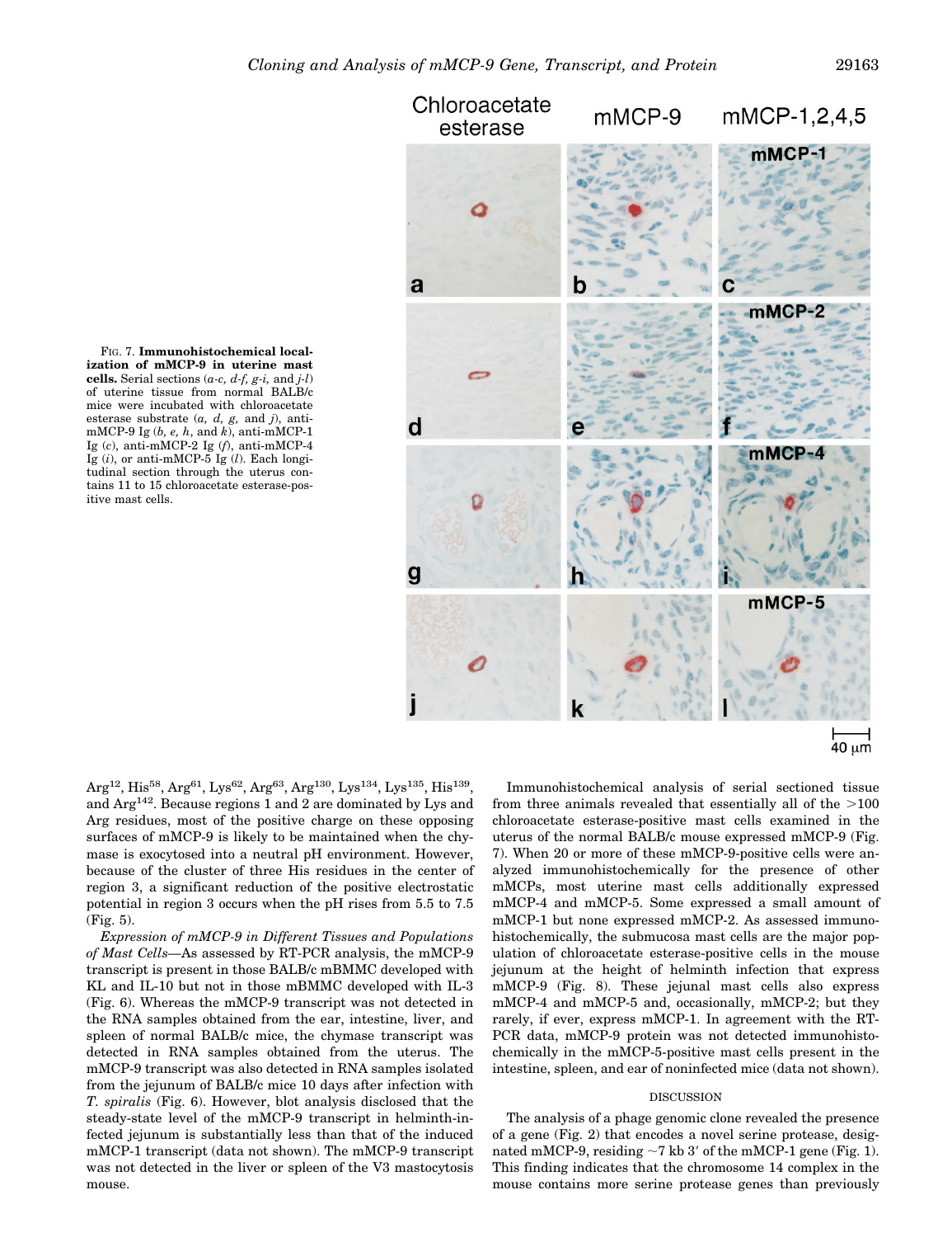FIG. 7. **Immunohistochemical localization of mMCP-9 in uterine mast cells.** Serial sections (*a-c, d-f, g-i,* and *j-l*) of uterine tissue from normal BALB/c mice were incubated with chloroacetate esterase substrate (*a, d, g,* and *j*), anti-mMCP-9 Ig (*b, e, h,* and *k*), anti-mMCP-1 Ig (*c*), anti-mMCP-2 Ig (*f*), anti-mMCP-4 Ig (*i*), or anti-mMCP-5 Ig (*l*). Each longitudinal section through the uterus contains 11 to 15 chloroacetate esterase-positive mast cells.

Arg[12], His[58], Arg[61], Lys[62], Arg[63], Arg[130], Lys[134], Lys[135], His[139], and Arg[142]. Because regions 1 and 2 are dominated by Lys and Arg residues, most of the positive charge on these opposing surfaces of mMCP-9 is likely to be maintained when the chymase is exocytosed into a neutral pH environment. However, because of the cluster of three His residues in the center of region 3, a significant reduction of the positive electrostatic potential in region 3 occurs when the pH rises from 5.5 to 7.5 (Fig. 5).

*Expression of mMCP-9 in Different Tissues and Populations of Mast Cells*—As assessed by RT-PCR analysis, the mMCP-9 transcript is present in those BALB/c mBMMC developed with KL and IL-10 but not in those mBMMC developed with IL-3 (Fig. 6). Whereas the mMCP-9 transcript was not detected in the RNA samples obtained from the ear, intestine, liver, and spleen of normal BALB/c mice, the chymase transcript was detected in RNA samples obtained from the uterus. The mMCP-9 transcript was also detected in RNA samples isolated from the jejunum of BALB/c mice 10 days after infection with *T. spiralis* (Fig. 6). However, blot analysis disclosed that the steady-state level of the mMCP-9 transcript in helminth-infected jejunum is substantially less than that of the induced mMCP-1 transcript (data not shown). The mMCP-9 transcript was not detected in the liver or spleen of the V3 mastocytosis mouse.

Immunohistochemical analysis of serial sectioned tissue from three animals revealed that essentially all of the >100 chloroacetate esterase-positive mast cells examined in the uterus of the normal BALB/c mouse expressed mMCP-9 (Fig. 7). When 20 or more of these mMCP-9-positive cells were analyzed immunohistochemically for the presence of other mMCPs, most uterine mast cells additionally expressed mMCP-4 and mMCP-5. Some expressed a small amount of mMCP-1 but none expressed mMCP-2. As assessed immunohistochemically, the submucosa mast cells are the major population of chloroacetate esterase-positive cells in the mouse jejunum at the height of helminth infection that express mMCP-9 (Fig. 8). These jejunal mast cells also express mMCP-4 and mMCP-5 and, occasionally, mMCP-2; but they rarely, if ever, express mMCP-1. In agreement with the RT-PCR data, mMCP-9 protein was not detected immunohistochemically in the mMCP-5-positive mast cells present in the intestine, spleen, and ear of noninfected mice (data not shown).

## DISCUSSION

The analysis of a phage genomic clone revealed the presence of a gene (Fig. 2) that encodes a novel serine protease, designated mMCP-9, residing ~7 kb 3′ of the mMCP-1 gene (Fig. 1). This finding indicates that the chromosome 14 complex in the mouse contains more serine protease genes than previously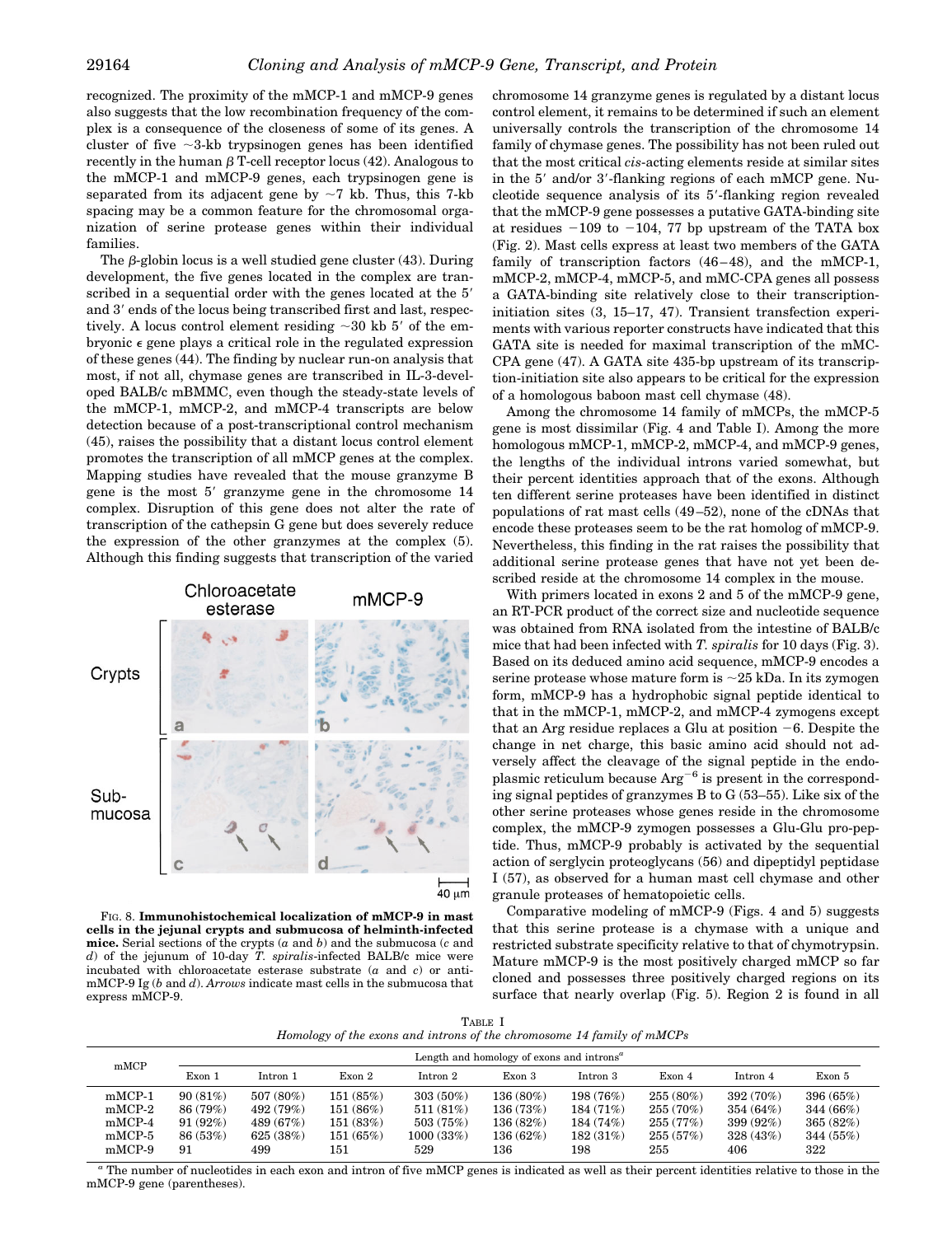recognized. The proximity of the mMCP-1 and mMCP-9 genes also suggests that the low recombination frequency of the complex is a consequence of the closeness of some of its genes. A cluster of five ~3-kb trypsinogen genes has been identified recently in the human β T-cell receptor locus (42). Analogous to the mMCP-1 and mMCP-9 genes, each trypsinogen gene is separated from its adjacent gene by ~7 kb. Thus, this 7-kb spacing may be a common feature for the chromosomal organization of serine protease genes within their individual families.

The β-globin locus is a well studied gene cluster (43). During development, the five genes located in the complex are transcribed in a sequential order with the genes located at the 5′ and 3′ ends of the locus being transcribed first and last, respectively. A locus control element residing ~30 kb 5′ of the embryonic ϵ gene plays a critical role in the regulated expression of these genes (44). The finding by nuclear run-on analysis that most, if not all, chymase genes are transcribed in IL-3-developed BALB/c mBMMC, even though the steady-state levels of the mMCP-1, mMCP-2, and mMCP-4 transcripts are below detection because of a post-transcriptional control mechanism (45), raises the possibility that a distant locus control element promotes the transcription of all mMCP genes at the complex. Mapping studies have revealed that the mouse granzyme B gene is the most 5′ granzyme gene in the chromosome 14 complex. Disruption of this gene does not alter the rate of transcription of the cathepsin G gene but does severely reduce the expression of the other granzymes at the complex (5). Although this finding suggests that transcription of the varied chromosome 14 granzyme genes is regulated by a distant locus control element, it remains to be determined if such an element universally controls the transcription of the chromosome 14 family of chymase genes. The possibility has not been ruled out that the most critical *cis*-acting elements reside at similar sites in the 5′ and/or 3′-flanking regions of each mMCP gene. Nucleotide sequence analysis of its 5′-flanking region revealed that the mMCP-9 gene possesses a putative GATA-binding site at residues −109 to −104, 77 bp upstream of the TATA box (Fig. 2). Mast cells express at least two members of the GATA family of transcription factors (46–48), and the mMCP-1, mMCP-2, mMCP-4, mMCP-5, and mMC-CPA genes all possess a GATA-binding site relatively close to their transcription-initiation sites (3, 15–17, 47). Transient transfection experiments with various reporter constructs have indicated that this GATA site is needed for maximal transcription of the mMC-CPA gene (47). A GATA site 435-bp upstream of its transcription-initiation site also appears to be critical for the expression of a homologous baboon mast cell chymase (48).

FIG. 8. **Immunohistochemical localization of mMCP-9 in mast cells in the jejunal crypts and submucosa of helminth-infected mice.** Serial sections of the crypts (*a* and *b*) and the submucosa (*c* and *d*) of the jejunum of 10-day *T. spiralis*-infected BALB/c mice were incubated with chloroacetate esterase substrate (*a* and *c*) or anti-mMCP-9 Ig (*b* and *d*). *Arrows* indicate mast cells in the submucosa that express mMCP-9.

Among the chromosome 14 family of mMCPs, the mMCP-5 gene is most dissimilar (Fig. 4 and Table I). Among the more homologous mMCP-1, mMCP-2, mMCP-4, and mMCP-9 genes, the lengths of the individual introns varied somewhat, but their percent identities approach that of the exons. Although ten different serine proteases have been identified in distinct populations of rat mast cells (49–52), none of the cDNAs that encode these proteases seem to be the rat homolog of mMCP-9. Nevertheless, this finding in the rat raises the possibility that additional serine protease genes that have not yet been described reside at the chromosome 14 complex in the mouse.

With primers located in exons 2 and 5 of the mMCP-9 gene, an RT-PCR product of the correct size and nucleotide sequence was obtained from RNA isolated from the intestine of BALB/c mice that had been infected with *T. spiralis* for 10 days (Fig. 3). Based on its deduced amino acid sequence, mMCP-9 encodes a serine protease whose mature form is ~25 kDa. In its zymogen form, mMCP-9 has a hydrophobic signal peptide identical to that in the mMCP-1, mMCP-2, and mMCP-4 zymogens except that an Arg residue replaces a Glu at position −6. Despite the change in net charge, this basic amino acid should not adversely affect the cleavage of the signal peptide in the endoplasmic reticulum because $Arg^{-6}$ is present in the corresponding signal peptides of granzymes B to G (53–55). Like six of the other serine proteases whose genes reside in the chromosome complex, the mMCP-9 zymogen possesses a Glu-Glu pro-peptide. Thus, mMCP-9 probably is activated by the sequential action of serglycin proteoglycans (56) and dipeptidyl peptidase I (57), as observed for a human mast cell chymase and other granule proteases of hematopoietic cells.

Comparative modeling of mMCP-9 (Figs. 4 and 5) suggests that this serine protease is a chymase with a unique and restricted substrate specificity relative to that of chymotrypsin. Mature mMCP-9 is the most positively charged mMCP so far cloned and possesses three positively charged regions on its surface that nearly overlap (Fig. 5). Region 2 is found in all

TABLE I
*Homology of the exons and introns of the chromosome 14 family of mMCPs*

| mMCP | Length and homology of exons and introns[a] | | | | | | | | |
|---|---|---|---|---|---|---|---|---|---|
| | Exon 1 | Intron 1 | Exon 2 | Intron 2 | Exon 3 | Intron 3 | Exon 4 | Intron 4 | Exon 5 |
| mMCP-1 | 90 (81%) | 507 (80%) | 151 (85%) | 303 (50%) | 136 (80%) | 198 (76%) | 255 (80%) | 392 (70%) | 396 (65%) |
| mMCP-2 | 86 (79%) | 492 (79%) | 151 (86%) | 511 (81%) | 136 (73%) | 184 (71%) | 255 (70%) | 354 (64%) | 344 (66%) |
| mMCP-4 | 91 (92%) | 489 (67%) | 151 (83%) | 503 (75%) | 136 (82%) | 184 (74%) | 255 (77%) | 399 (92%) | 365 (82%) |
| mMCP-5 | 86 (53%) | 625 (38%) | 151 (65%) | 1000 (33%) | 136 (62%) | 182 (31%) | 255 (57%) | 328 (43%) | 344 (55%) |
| mMCP-9 | 91 | 499 | 151 | 529 | 136 | 198 | 255 | 406 | 322 |

[a] The number of nucleotides in each exon and intron of five mMCP genes is indicated as well as their percent identities relative to those in the mMCP-9 gene (parentheses).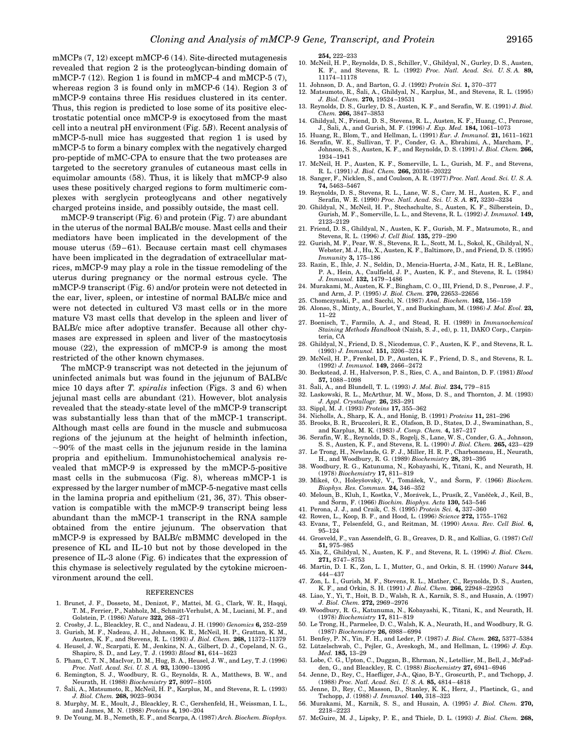mMCPs (7, 12) except mMCP-6 (14). Site-directed mutagenesis revealed that region 2 is the proteoglycan-binding domain of mMCP-7 (12). Region 1 is found in mMCP-4 and mMCP-5 (7), whereas region 3 is found only in mMCP-6 (14). Region 3 of mMCP-9 contains three His residues clustered in its center. Thus, this region is predicted to lose some of its positive electrostatic potential once mMCP-9 is exocytosed from the mast cell into a neutral pH environment (Fig. 5*B*). Recent analysis of mMCP-5-null mice has suggested that region 1 is used by mMCP-5 to form a binary complex with the negatively charged pro-peptide of mMC-CPA to ensure that the two proteases are targeted to the secretory granules of cutaneous mast cells in equimolar amounts (58). Thus, it is likely that mMCP-9 also uses these positively charged regions to form multimeric complexes with serglycin proteoglycans and other negatively charged proteins inside, and possibly outside, the mast cell.

mMCP-9 transcript (Fig. 6) and protein (Fig. 7) are abundant in the uterus of the normal BALB/c mouse. Mast cells and their mediators have been implicated in the development of the mouse uterus (59–61). Because certain mast cell chymases have been implicated in the degradation of extracellular matrices, mMCP-9 may play a role in the tissue remodeling of the uterus during pregnancy or the normal estrous cycle. The mMCP-9 transcript (Fig. 6) and/or protein were not detected in the ear, liver, spleen, or intestine of normal BALB/c mice and were not detected in cultured V3 mast cells or in the more mature V3 mast cells that develop in the spleen and liver of BALB/c mice after adoptive transfer. Because all other chymases are expressed in spleen and liver of the mastocytosis mouse (22), the expression of mMCP-9 is among the most restricted of the other known chymases.

The mMCP-9 transcript was not detected in the jejunum of uninfected animals but was found in the jejunum of BALB/c mice 10 days after *T. spiralis* infection (Figs. 3 and 6) when jejunal mast cells are abundant (21). However, blot analysis revealed that the steady-state level of the mMCP-9 transcript was substantially less than that of the mMCP-1 transcript. Although mast cells are found in the muscle and submucosa regions of the jejunum at the height of helminth infection, ~90% of the mast cells in the jejunum reside in the lamina propria and epithelium. Immunohistochemical analysis revealed that mMCP-9 is expressed by the mMCP-5-positive mast cells in the submucosa (Fig. 8), whereas mMCP-1 is expressed by the larger number of mMCP-5-negative mast cells in the lamina propria and epithelium (21, 36, 37). This observation is compatible with the mMCP-9 transcript being less abundant than the mMCP-1 transcript in the RNA sample obtained from the entire jejunum. The observation that mMCP-9 is expressed by BALB/c mBMMC developed in the presence of KL and IL-10 but not by those developed in the presence of IL-3 alone (Fig. 6) indicates that the expression of this chymase is selectively regulated by the cytokine microenvironment around the cell.

## REFERENCES

1. Brunet, J. F., Dosseto, M., Denizot, F., Mattei, M. G., Clark, W. R., Haqqi, T. M., Ferrier, P., Nabholz, M., Schmitt-Verhulst, A. M., Luciani, M. F., and Golstein, P. (1986) *Nature* **322,** 268–271
2. Crosby, J. L., Bleackley, R. C., and Nadeau, J. H. (1990) *Genomics* **6,** 252–259
3. Gurish, M. F., Nadeau, J. H., Johnson, K. R., McNeil, H. P., Grattan, K. M., Austen, K. F., and Stevens, R. L. (1993) *J. Biol. Chem.* **268,** 11372–11379
4. Heusel, J. W., Scarpati, E. M., Jenkins, N. A., Gilbert, D. J., Copeland, N. G., Shapiro, S. D., and Ley, T. J. (1993) *Blood* **81,** 614–1623
5. Pham, C. T. N., MacIvor, D. M., Hug, B. A., Heusel, J. W., and Ley, T. J. (1996) *Proc. Natl. Acad. Sci. U. S. A.* **93,** 13090–13095
6. Remington, S. J., Woodbury, R. G., Reynolds, R. A., Matthews, B. W., and Neurath, H. (1988) *Biochemistry* **27,** 8097–8105
7. Šali, A., Matsumoto, R., McNeil, H. P., Karplus, M., and Stevens, R. L. (1993) *J. Biol. Chem.* **268,** 9023–9034
8. Murphy, M. E., Moult, J., Bleackley, R. C., Gershenfeld, H., Weissman, I. L., and James, M. N. (1988) *Proteins* **4,** 190–204
9. De Young, M. B., Nemeth, E. F., and Scarpa, A. (1987) *Arch. Biochem. Biophys.* **254,** 222–233
10. McNeil, H. P., Reynolds, D. S., Schiller, V., Ghildyal, N., Gurley, D. S., Austen, K. F., and Stevens, R. L. (1992) *Proc. Natl. Acad. Sci. U. S. A.* **89,** 11174–11178
11. Johnson, D. A., and Barton, G. J. (1992) *Protein Sci.* **1,** 370–377
12. Matsumoto, R., Šali, A., Ghildyal, N., Karplus, M., and Stevens, R. L. (1995) *J. Biol. Chem.* **270,** 19524–19531
13. Reynolds, D. S., Gurley, D. S., Austen, K. F., and Serafin, W. E. (1991) *J. Biol. Chem.* **266,** 3847–3853
14. Ghildyal, N., Friend, D. S., Stevens, R. L., Austen, K. F., Huang, C., Penrose, J., Šali, A., and Gurish, M. F. (1996) *J. Exp. Med.* **184,** 1061–1073
15. Huang, R., Blom, T., and Hellman, L. (1991) *Eur. J. Immunol.* **21,** 1611–1621
16. Serafin, W. E., Sullivan, T. P., Conder, G. A., Ebrahimi, A., Marcham, P., Johnson, S. S., Austen, K. F., and Reynolds, D. S. (1991) *J. Biol. Chem.* **266,** 1934–1941
17. McNeil, H. P., Austen, K. F., Somerville, L. L., Gurish, M. F., and Stevens, R. L. (1991) *J. Biol. Chem.* **266,** 20316–20322
18. Sanger, F., Nicklen, S., and Coulson, A. R. (1977) *Proc. Natl. Acad. Sci. U. S. A.* **74,** 5463–5467
19. Reynolds, D. S., Stevens, R. L., Lane, W. S., Carr, M. H., Austen, K. F., and Serafin, W. E. (1990) *Proc. Natl. Acad. Sci. U. S. A.* **87,** 3230–3234
20. Ghildyal, N., McNeil, H. P., Stechschulte, S., Austen, K. F., Silberstein, D., Gurish, M. F., Somerville, L. L., and Stevens, R. L. (1992) *J. Immunol.* **149,** 2123–2129
21. Friend, D. S., Ghildyal, N., Austen, K. F., Gurish, M. F., Matsumoto, R., and Stevens, R. L. (1996) *J. Cell Biol.* **135,** 279–290
22. Gurish, M. F., Pear, W. S., Stevens, R. L., Scott, M. L., Sokol, K., Ghildyal, N., Webster, M. J., Hu, X., Austen, K. F., Baltimore, D., and Friend, D. S. (1995) *Immunity* **3,** 175–186
23. Razin, E., Ihle, J. N., Seldin, D., Mencia-Huerta, J-M., Katz, H. R., LeBlanc, P. A., Hein, A., Caulfield, J. P., Austen, K. F., and Stevens, R. L. (1984) *J. Immunol.* **132,** 1479–1486
24. Murakami, M., Austen, K. F., Bingham, C. O., III, Friend, D. S., Penrose, J. F., and Arm, J. P. (1995) *J. Biol. Chem.* **270,** 22653–22656
25. Chomczynski, P., and Sacchi, N. (1987) *Anal. Biochem.* **162,** 156–159
26. Alonso, S., Minty, A., Bourlet, Y., and Buckingham, M. (1986) *J. Mol. Evol.* **23,** 11–22
27. Boenisch, T., Farmilo, A. J., and Stead, R. H. (1989) in *Immunochemical Staining Methods Handbook* (Naish, S. J., ed), p. 11, DAKO Corp., Carpinteria, CA
28. Ghildyal, N., Friend, D. S., Nicodemus, C. F., Austen, K. F., and Stevens, R. L. (1993) *J. Immunol.* **151,** 3206–3214
29. McNeil, H. P., Frenkel, D. P., Austen, K. F., Friend, D. S., and Stevens, R. L. (1992) *J. Immunol.* **149,** 2466–2472
30. Beckstead, J. H., Halverson, P. S., Ries, C. A., and Bainton, D. F. (1981) *Blood* **57,** 1088–1098
31. Šali, A., and Blundell, T. L. (1993) *J. Mol. Biol.* **234,** 779–815
32. Laskowski, R. L., McArthur, M. W., Moss, D. S., and Thornton, J. M. (1993) *J. Appl. Crystallogr.* **26,** 283–291
33. Sippl, M. J. (1993) *Proteins* **17,** 355–362
34. Nicholls, A., Sharp, K. A., and Honig, B. (1991) *Proteins* **11,** 281–296
35. Brooks, B. R., Bruccoleri, R. E., Olafson, B. D., States, D. J., Swaminathan, S., and Karplus, M. K. (1983) *J. Comp. Chem.* **4,** 187–217
36. Serafin, W. E., Reynolds, D. S., Rogelj, S., Lane, W. S., Conder, G. A., Johnson, S. S., Austen, K. F., and Stevens, R. L. (1990) *J. Biol. Chem.* **265,** 423–429
37. Le Trong, H., Newlands, G. F. J., Miller, H. R. P., Charbonneau, H., Neurath, H., and Woodbury, R. G. (1989) *Biochemistry* **28,** 391–395
38. Woodbury, R. G., Katunuma, N., Kobayashi, K., Titani, K., and Neurath, H. (1978) *Biochemistry* **17,** 811–819
39. Mikeš, O., Holeyšovský, V., Tomášek, V., and Šorm, F. (1966) *Biochem. Biophys. Res. Commun.* **24,** 346–352
40. Meloun, B., Kluh, I., Kostka, V., Morávek, L., Prusík, Z., Vaněček, J., Keil, B., and Šorm, F. (1966) *Biochim. Biophys. Acta* **130,** 543–546
41. Perona, J. J., and Craik, C. S. (1995) *Protein Sci.* **4,** 337–360
42. Rowen, L., Koop, B. F., and Hood, L. (1996) *Science* **272,** 1755–1762
43. Evans, T., Felsenfeld, G., and Reitman, M. (1990) *Annu. Rev. Cell Biol.* **6,** 95–124
44. Grosveld, F., van Assendelft, G. B., Greaves, D. R., and Kollias, G. (1987) *Cell* **51,** 975–985
45. Xia, Z., Ghildyal, N., Austen, K. F., and Stevens, R. L. (1996) *J. Biol. Chem.* **271,** 8747–8753
46. Martin, D. I. K., Zon, L. I., Mutter, G., and Orkin, S. H. (1990) *Nature* **344,** 444–437
47. Zon, L. I., Gurish, M. F., Stevens, R. L., Mather, C., Reynolds, D. S., Austen, K. F., and Orkin, S. H. (1991) *J. Biol. Chem.* **266,** 22948–22953
48. Liao, Y., Yi, T., Hoit, B. D., Walsh, R. A., Karnik, S. S., and Husain, A. (1997) *J. Biol. Chem.* **272,** 2969–2976
49. Woodbury, R. G., Katunuma, N., Kobayashi, K., Titani, K., and Neurath, H. (1978) *Biochemistry* **17,** 811–819
50. Le Trong, H., Parmelee, D. C., Walsh, K. A., Neurath, H., and Woodbury, R. G. (1987) *Biochemistry* **26,** 6988–6994
51. Benfey, P. N., Yin, F. H., and Leder, P. (1987) *J. Biol. Chem.* **262,** 5377–5384
52. Lützelschwab, C., Pejler, G., Aveskogh, M., and Hellman, L. (1996) *J. Exp. Med.* **185,** 13–29
53. Lobe, C. G., Upton, C., Duggan, B., Ehrman, N., Letellier, M., Bell, J., McFadden, G., and Bleackley, R. C. (1988) *Biochemistry* **27,** 6941–6946
54. Jenne, D., Rey, C., Haefliger, J-A., Qiao, B-Y., Groscurth, P., and Tschopp, J. (1988) *Proc. Natl. Acad. Sci. U. S. A.* **85,** 4814–4818
55. Jenne, D., Rey, C., Masson, D., Stanley, K. K., Herz, J., Plaetinck, G., and Tschopp, J. (1988) *J. Immunol.* **140,** 318–323
56. Murakami, M., Karnik, S. S., and Husain, A. (1995) *J. Biol. Chem.* **270,** 2218–2223
57. McGuire, M. J., Lipsky, P. E., and Thiele, D. L. (1993) *J. Biol. Chem.* **268,**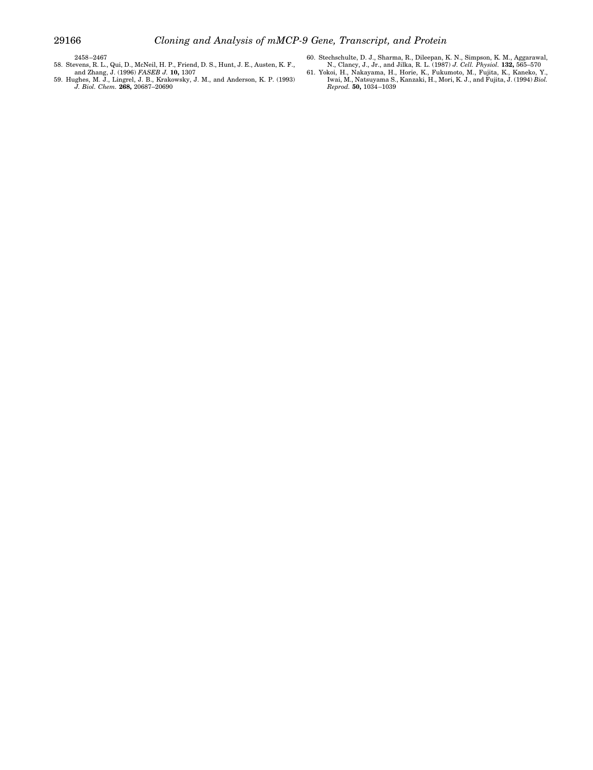2458–2467

58. Stevens, R. L., Qui, D., McNeil, H. P., Friend, D. S., Hunt, J. E., Austen, K. F., and Zhang, J. (1996) *FASEB J.* **10,** 1307
59. Hughes, M. J., Lingrel, J. B., Krakowsky, J. M., and Anderson, K. P. (1993) *J. Biol. Chem.* **268,** 20687–20690
60. Stechschulte, D. J., Sharma, R., Dileepan, K. N., Simpson, K. M., Aggarawal, N., Clancy, J., Jr., and Jilka, R. L. (1987) *J. Cell. Physiol.* **132,** 565–570
61. Yokoi, H., Nakayama, H., Horie, K., Fukumoto, M., Fujita, K., Kaneko, Y., Iwai, M., Natsuyama S., Kanzaki, H., Mori, K. J., and Fujita, J. (1994) *Biol. Reprod.* **50,** 1034–1039